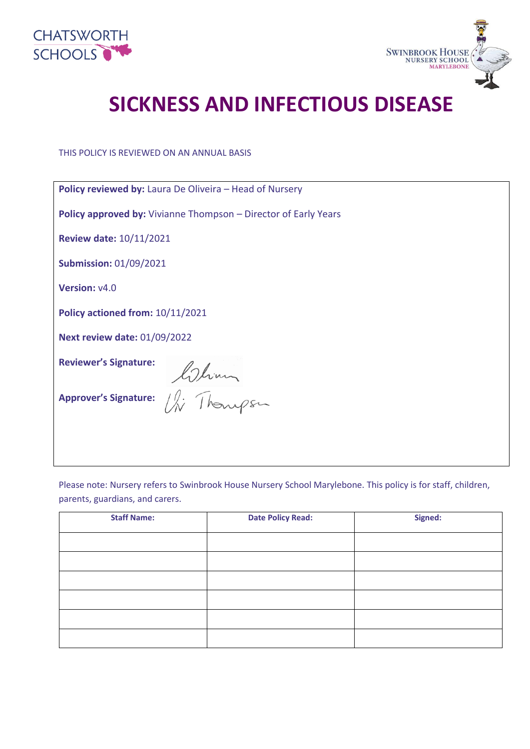CHATSWORTH SCHOOLS

SWINBROOK HOUSE NURSERY SCHOOL MARYLEBONE

# SICKNESS AND INFECTIOUS DISEASE

THIS POLICY IS REVIEWED ON AN ANNUAL BASIS

**Policy reviewed by:** Laura De Oliveira – Head of Nursery

**Policy approved by:** Vivianne Thompson – Director of Early Years

**Review date:** 10/11/2021

**Submission:** 01/09/2021

**Version:** v4.0

**Policy actioned from:** 10/11/2021

**Next review date:** 01/09/2022

**Reviewer's Signature:**

**Approver's Signature:** Vi Thompson

Please note: Nursery refers to Swinbrook House Nursery School Marylebone. This policy is for staff, children, parents, guardians, and carers.

| Staff Name: | Date Policy Read: | Signed: |
|---|---|---|
| | | |
| | | |
| | | |
| | | |
| | | |
| | | |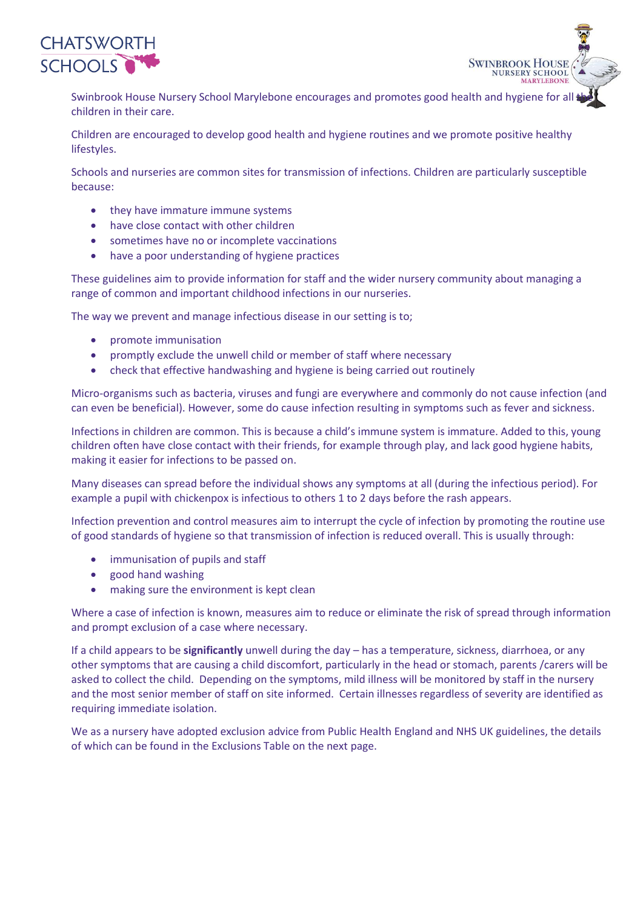Swinbrook House Nursery School Marylebone encourages and promotes good health and hygiene for all the children in their care.

Children are encouraged to develop good health and hygiene routines and we promote positive healthy lifestyles.

Schools and nurseries are common sites for transmission of infections. Children are particularly susceptible because:

- they have immature immune systems
- have close contact with other children
- sometimes have no or incomplete vaccinations
- have a poor understanding of hygiene practices

These guidelines aim to provide information for staff and the wider nursery community about managing a range of common and important childhood infections in our nurseries.

The way we prevent and manage infectious disease in our setting is to;

- promote immunisation
- promptly exclude the unwell child or member of staff where necessary
- check that effective handwashing and hygiene is being carried out routinely

Micro-organisms such as bacteria, viruses and fungi are everywhere and commonly do not cause infection (and can even be beneficial). However, some do cause infection resulting in symptoms such as fever and sickness.

Infections in children are common. This is because a child's immune system is immature. Added to this, young children often have close contact with their friends, for example through play, and lack good hygiene habits, making it easier for infections to be passed on.

Many diseases can spread before the individual shows any symptoms at all (during the infectious period). For example a pupil with chickenpox is infectious to others 1 to 2 days before the rash appears.

Infection prevention and control measures aim to interrupt the cycle of infection by promoting the routine use of good standards of hygiene so that transmission of infection is reduced overall. This is usually through:

- immunisation of pupils and staff
- good hand washing
- making sure the environment is kept clean

Where a case of infection is known, measures aim to reduce or eliminate the risk of spread through information and prompt exclusion of a case where necessary.

If a child appears to be **significantly** unwell during the day – has a temperature, sickness, diarrhoea, or any other symptoms that are causing a child discomfort, particularly in the head or stomach, parents /carers will be asked to collect the child. Depending on the symptoms, mild illness will be monitored by staff in the nursery and the most senior member of staff on site informed. Certain illnesses regardless of severity are identified as requiring immediate isolation.

We as a nursery have adopted exclusion advice from Public Health England and NHS UK guidelines, the details of which can be found in the Exclusions Table on the next page.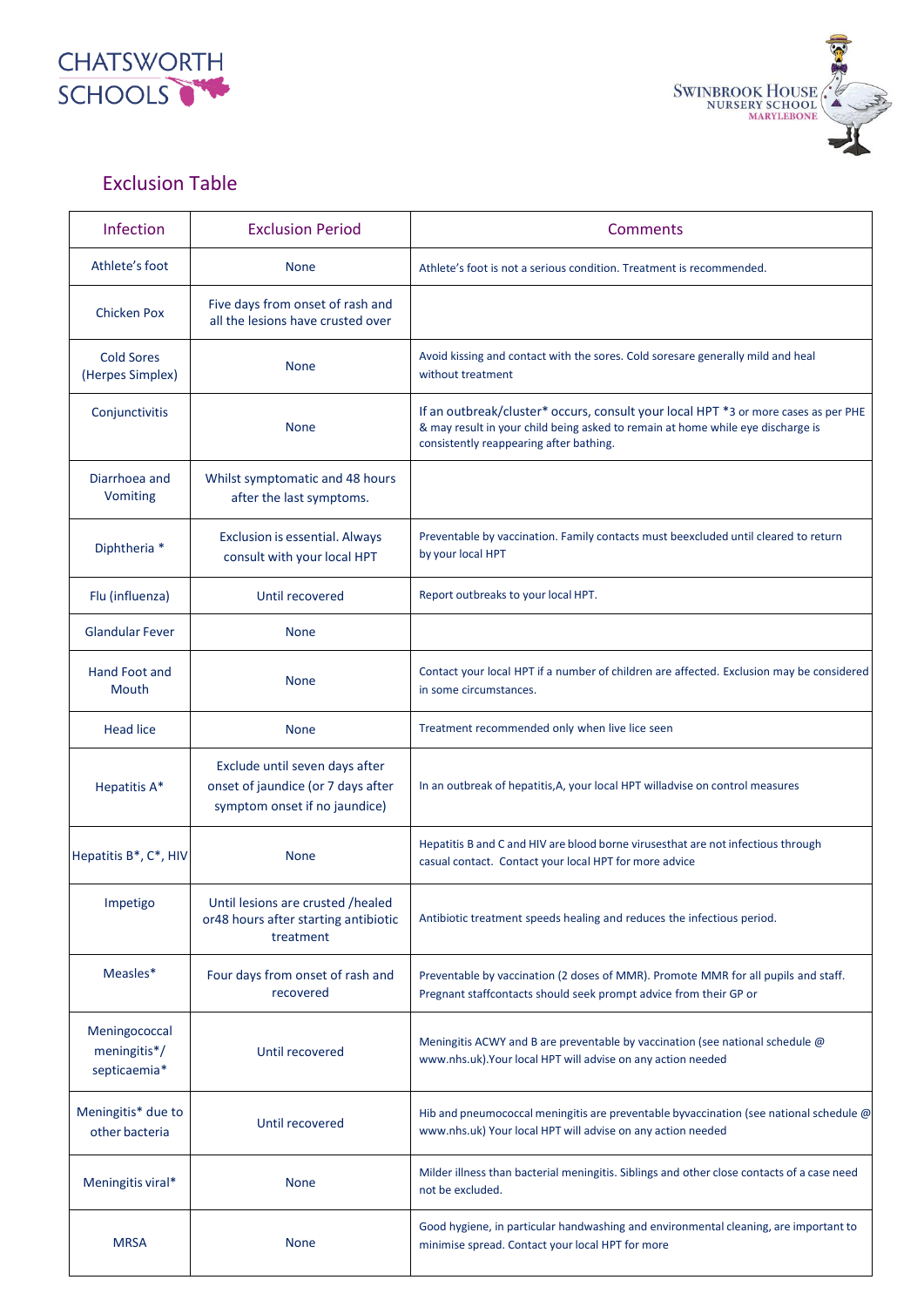CHATSWORTH SCHOOLS

SWINBROOK HOUSE NURSERY SCHOOL MARYLEBONE

## Exclusion Table

| Infection | Exclusion Period | Comments |
|---|---|---|
| Athlete's foot | None | Athlete's foot is not a serious condition. Treatment is recommended. |
| Chicken Pox | Five days from onset of rash and all the lesions have crusted over | |
| Cold Sores (Herpes Simplex) | None | Avoid kissing and contact with the sores. Cold soresare generally mild and heal without treatment |
| Conjunctivitis | None | If an outbreak/cluster* occurs, consult your local HPT *3 or more cases as per PHE & may result in your child being asked to remain at home while eye discharge is consistently reappearing after bathing. |
| Diarrhoea and Vomiting | Whilst symptomatic and 48 hours after the last symptoms. | |
| Diphtheria * | Exclusion is essential. Always consult with your local HPT | Preventable by vaccination. Family contacts must beexcluded until cleared to return by your local HPT |
| Flu (influenza) | Until recovered | Report outbreaks to your local HPT. |
| Glandular Fever | None | |
| Hand Foot and Mouth | None | Contact your local HPT if a number of children are affected. Exclusion may be considered in some circumstances. |
| Head lice | None | Treatment recommended only when live lice seen |
| Hepatitis A* | Exclude until seven days after onset of jaundice (or 7 days after symptom onset if no jaundice) | In an outbreak of hepatitis,A, your local HPT willadvise on control measures |
| Hepatitis B*, C*, HIV | None | Hepatitis B and C and HIV are blood borne virusesthat are not infectious through casual contact. Contact your local HPT for more advice |
| Impetigo | Until lesions are crusted /healed or48 hours after starting antibiotic treatment | Antibiotic treatment speeds healing and reduces the infectious period. |
| Measles* | Four days from onset of rash and recovered | Preventable by vaccination (2 doses of MMR). Promote MMR for all pupils and staff. Pregnant staffcontacts should seek prompt advice from their GP or |
| Meningococcal meningitis*/ septicaemia* | Until recovered | Meningitis ACWY and B are preventable by vaccination (see national schedule @ www.nhs.uk).Your local HPT will advise on any action needed |
| Meningitis* due to other bacteria | Until recovered | Hib and pneumococcal meningitis are preventable byvaccination (see national schedule @ www.nhs.uk) Your local HPT will advise on any action needed |
| Meningitis viral* | None | Milder illness than bacterial meningitis. Siblings and other close contacts of a case need not be excluded. |
| MRSA | None | Good hygiene, in particular handwashing and environmental cleaning, are important to minimise spread. Contact your local HPT for more |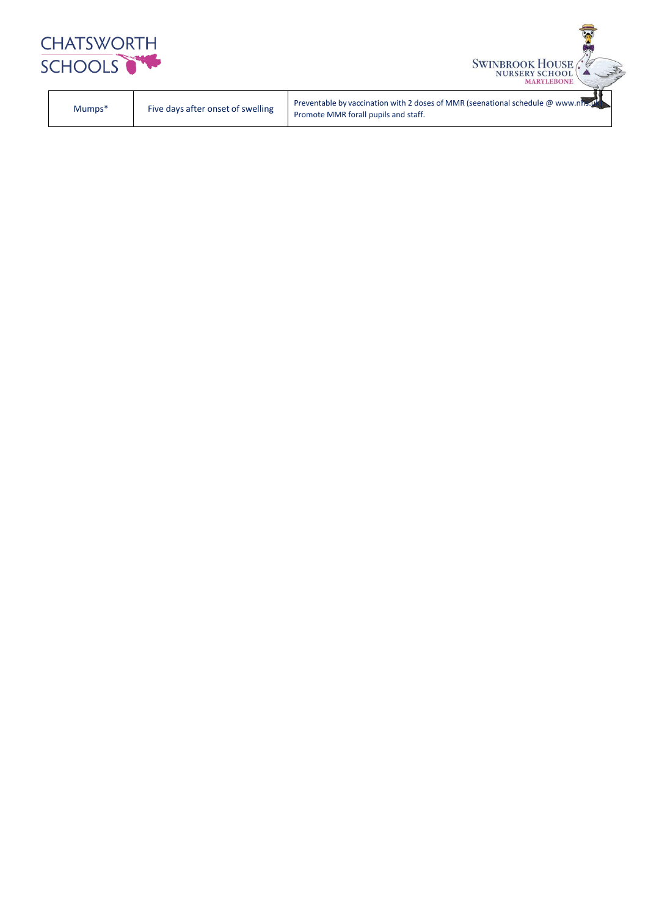| Mumps* | Five days after onset of swelling | Preventable by vaccination with 2 doses of MMR (seenational schedule @ www.nhs.uk). Promote MMR forall pupils and staff. |
| --- | --- | --- |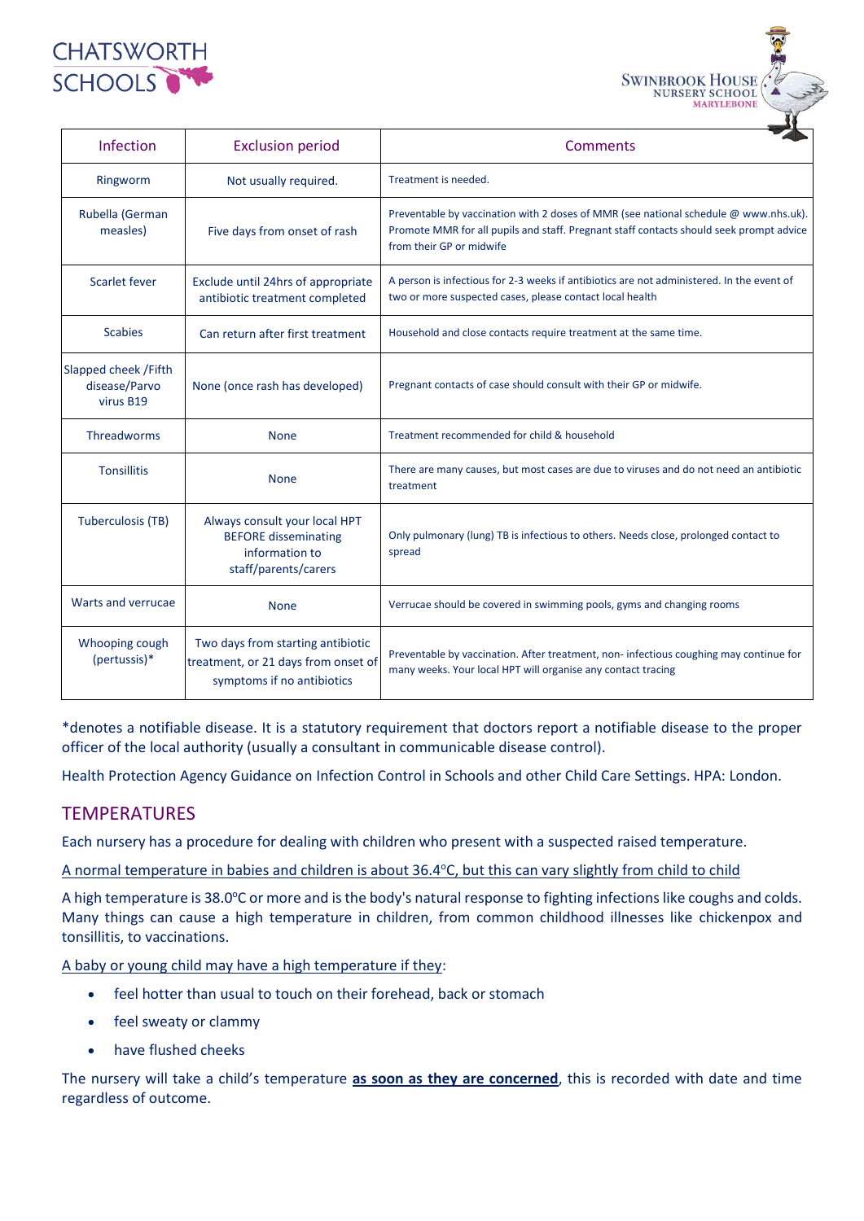| Infection | Exclusion period | Comments |
|---|---|---|
| Ringworm | Not usually required. | Treatment is needed. |
| Rubella (German measles) | Five days from onset of rash | Preventable by vaccination with 2 doses of MMR (see national schedule @ www.nhs.uk). Promote MMR for all pupils and staff. Pregnant staff contacts should seek prompt advice from their GP or midwife |
| Scarlet fever | Exclude until 24hrs of appropriate antibiotic treatment completed | A person is infectious for 2-3 weeks if antibiotics are not administered. In the event of two or more suspected cases, please contact local health |
| Scabies | Can return after first treatment | Household and close contacts require treatment at the same time. |
| Slapped cheek /Fifth disease/Parvo virus B19 | None (once rash has developed) | Pregnant contacts of case should consult with their GP or midwife. |
| Threadworms | None | Treatment recommended for child & household |
| Tonsillitis | None | There are many causes, but most cases are due to viruses and do not need an antibiotic treatment |
| Tuberculosis (TB) | Always consult your local HPT BEFORE disseminating information to staff/parents/carers | Only pulmonary (lung) TB is infectious to others. Needs close, prolonged contact to spread |
| Warts and verrucae | None | Verrucae should be covered in swimming pools, gyms and changing rooms |
| Whooping cough (pertussis)* | Two days from starting antibiotic treatment, or 21 days from onset of symptoms if no antibiotics | Preventable by vaccination. After treatment, non- infectious coughing may continue for many weeks. Your local HPT will organise any contact tracing |

*denotes a notifiable disease. It is a statutory requirement that doctors report a notifiable disease to the proper officer of the local authority (usually a consultant in communicable disease control).

Health Protection Agency Guidance on Infection Control in Schools and other Child Care Settings. HPA: London.

## TEMPERATURES

Each nursery has a procedure for dealing with children who present with a suspected raised temperature.

A normal temperature in babies and children is about 36.4°C, but this can vary slightly from child to child

A high temperature is 38.0°C or more and is the body's natural response to fighting infections like coughs and colds. Many things can cause a high temperature in children, from common childhood illnesses like chickenpox and tonsillitis, to vaccinations.

A baby or young child may have a high temperature if they:

- feel hotter than usual to touch on their forehead, back or stomach
- feel sweaty or clammy
- have flushed cheeks

The nursery will take a child's temperature **as soon as they are concerned**, this is recorded with date and time regardless of outcome.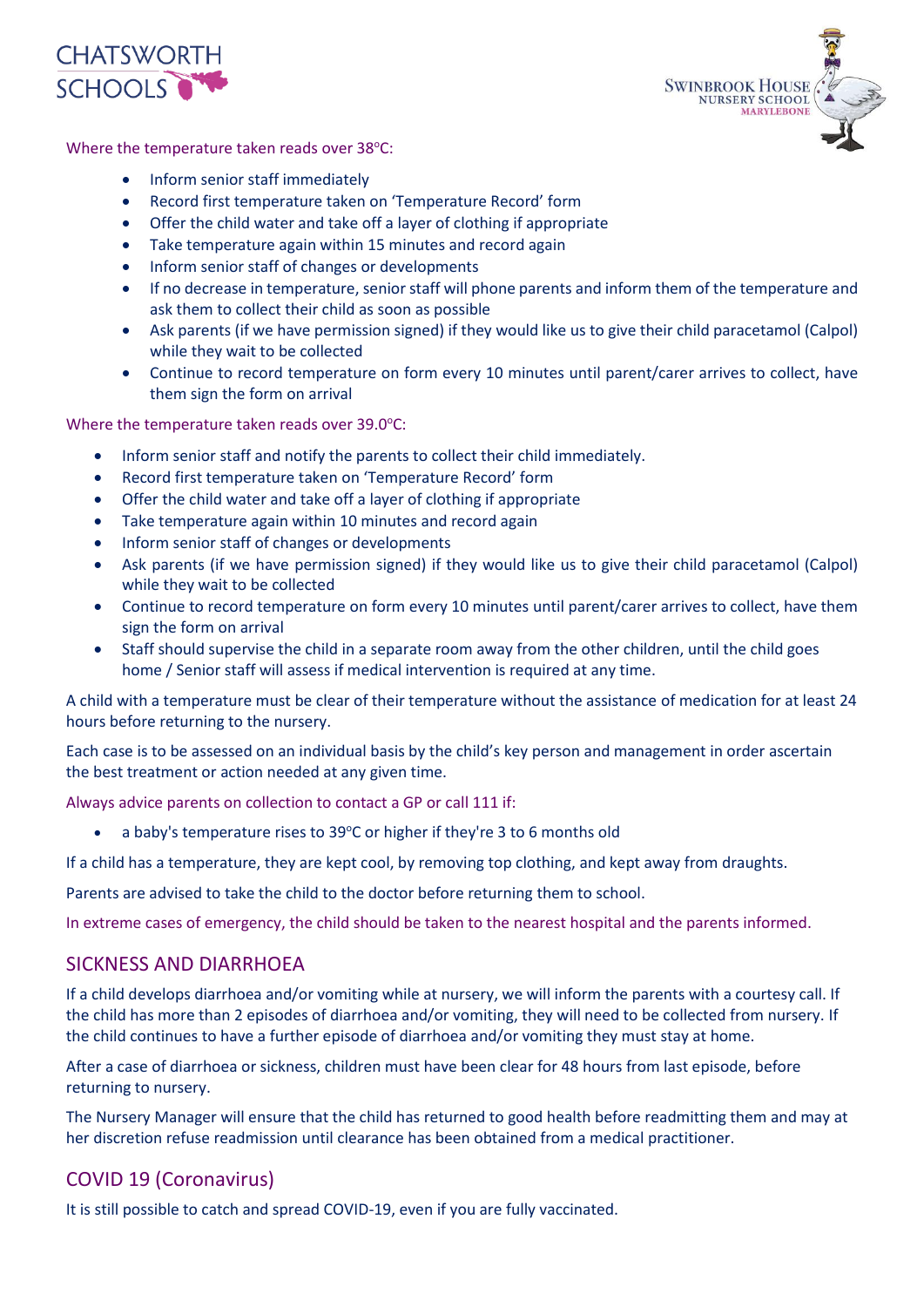Where the temperature taken reads over 38°C:

- Inform senior staff immediately
- Record first temperature taken on 'Temperature Record' form
- Offer the child water and take off a layer of clothing if appropriate
- Take temperature again within 15 minutes and record again
- Inform senior staff of changes or developments
- If no decrease in temperature, senior staff will phone parents and inform them of the temperature and ask them to collect their child as soon as possible
- Ask parents (if we have permission signed) if they would like us to give their child paracetamol (Calpol) while they wait to be collected
- Continue to record temperature on form every 10 minutes until parent/carer arrives to collect, have them sign the form on arrival

Where the temperature taken reads over 39.0°C:

- Inform senior staff and notify the parents to collect their child immediately.
- Record first temperature taken on 'Temperature Record' form
- Offer the child water and take off a layer of clothing if appropriate
- Take temperature again within 10 minutes and record again
- Inform senior staff of changes or developments
- Ask parents (if we have permission signed) if they would like us to give their child paracetamol (Calpol) while they wait to be collected
- Continue to record temperature on form every 10 minutes until parent/carer arrives to collect, have them sign the form on arrival
- Staff should supervise the child in a separate room away from the other children, until the child goes home / Senior staff will assess if medical intervention is required at any time.

A child with a temperature must be clear of their temperature without the assistance of medication for at least 24 hours before returning to the nursery.

Each case is to be assessed on an individual basis by the child's key person and management in order ascertain the best treatment or action needed at any given time.

Always advice parents on collection to contact a GP or call 111 if:

- a baby's temperature rises to 39°C or higher if they're 3 to 6 months old

If a child has a temperature, they are kept cool, by removing top clothing, and kept away from draughts.

Parents are advised to take the child to the doctor before returning them to school.

In extreme cases of emergency, the child should be taken to the nearest hospital and the parents informed.

## SICKNESS AND DIARRHOEA

If a child develops diarrhoea and/or vomiting while at nursery, we will inform the parents with a courtesy call. If the child has more than 2 episodes of diarrhoea and/or vomiting, they will need to be collected from nursery. If the child continues to have a further episode of diarrhoea and/or vomiting they must stay at home.

After a case of diarrhoea or sickness, children must have been clear for 48 hours from last episode, before returning to nursery.

The Nursery Manager will ensure that the child has returned to good health before readmitting them and may at her discretion refuse readmission until clearance has been obtained from a medical practitioner.

## COVID 19 (Coronavirus)

It is still possible to catch and spread COVID-19, even if you are fully vaccinated.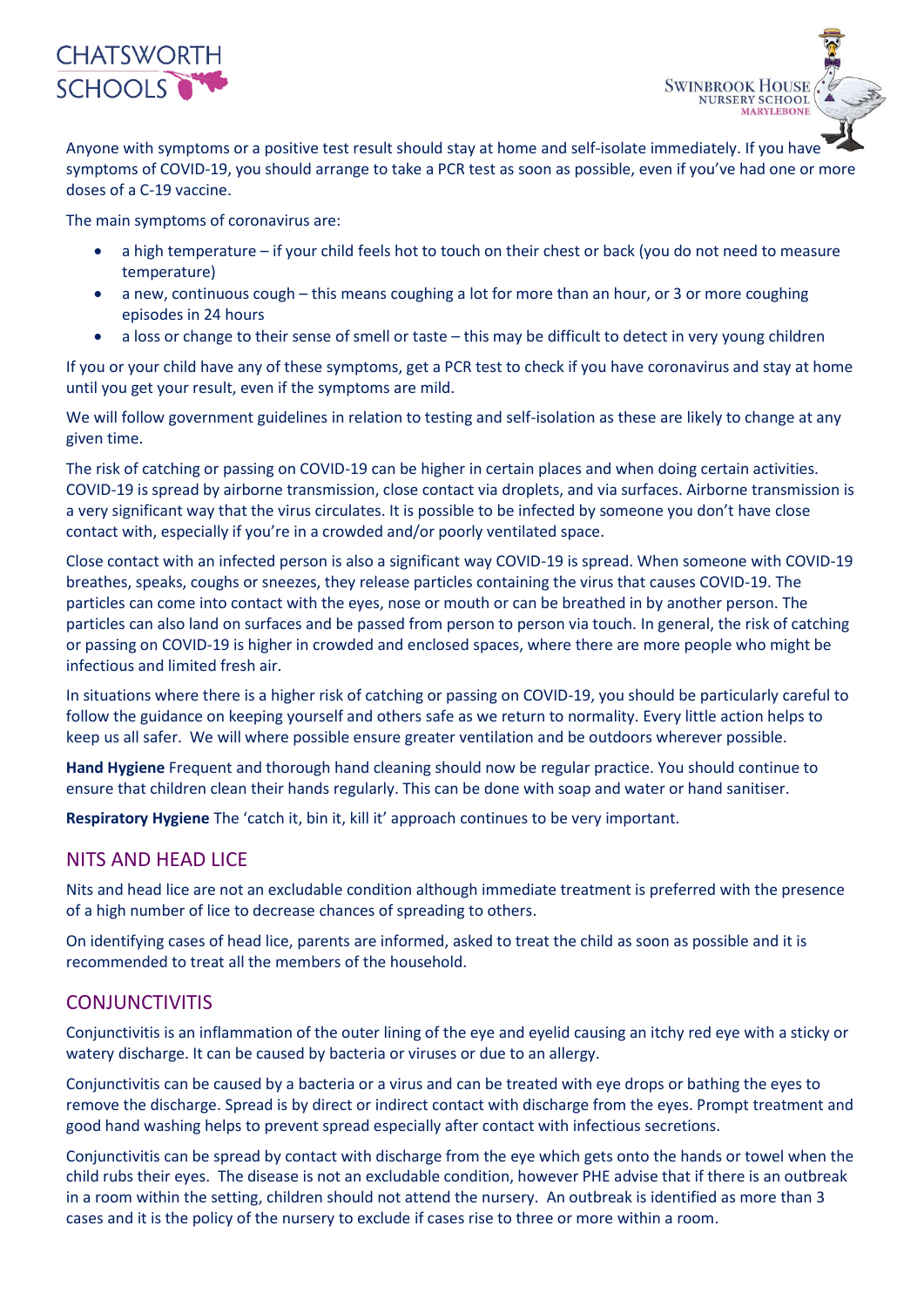Anyone with symptoms or a positive test result should stay at home and self-isolate immediately. If you have symptoms of COVID-19, you should arrange to take a PCR test as soon as possible, even if you've had one or more doses of a C-19 vaccine.

The main symptoms of coronavirus are:

- a high temperature – if your child feels hot to touch on their chest or back (you do not need to measure temperature)
- a new, continuous cough – this means coughing a lot for more than an hour, or 3 or more coughing episodes in 24 hours
- a loss or change to their sense of smell or taste – this may be difficult to detect in very young children

If you or your child have any of these symptoms, get a PCR test to check if you have coronavirus and stay at home until you get your result, even if the symptoms are mild.

We will follow government guidelines in relation to testing and self-isolation as these are likely to change at any given time.

The risk of catching or passing on COVID-19 can be higher in certain places and when doing certain activities. COVID-19 is spread by airborne transmission, close contact via droplets, and via surfaces. Airborne transmission is a very significant way that the virus circulates. It is possible to be infected by someone you don't have close contact with, especially if you're in a crowded and/or poorly ventilated space.

Close contact with an infected person is also a significant way COVID-19 is spread. When someone with COVID-19 breathes, speaks, coughs or sneezes, they release particles containing the virus that causes COVID-19. The particles can come into contact with the eyes, nose or mouth or can be breathed in by another person. The particles can also land on surfaces and be passed from person to person via touch. In general, the risk of catching or passing on COVID-19 is higher in crowded and enclosed spaces, where there are more people who might be infectious and limited fresh air.

In situations where there is a higher risk of catching or passing on COVID-19, you should be particularly careful to follow the guidance on keeping yourself and others safe as we return to normality. Every little action helps to keep us all safer. We will where possible ensure greater ventilation and be outdoors wherever possible.

**Hand Hygiene** Frequent and thorough hand cleaning should now be regular practice. You should continue to ensure that children clean their hands regularly. This can be done with soap and water or hand sanitiser.

**Respiratory Hygiene** The 'catch it, bin it, kill it' approach continues to be very important.

## NITS AND HEAD LICE

Nits and head lice are not an excludable condition although immediate treatment is preferred with the presence of a high number of lice to decrease chances of spreading to others.

On identifying cases of head lice, parents are informed, asked to treat the child as soon as possible and it is recommended to treat all the members of the household.

## CONJUNCTIVITIS

Conjunctivitis is an inflammation of the outer lining of the eye and eyelid causing an itchy red eye with a sticky or watery discharge. It can be caused by bacteria or viruses or due to an allergy.

Conjunctivitis can be caused by a bacteria or a virus and can be treated with eye drops or bathing the eyes to remove the discharge. Spread is by direct or indirect contact with discharge from the eyes. Prompt treatment and good hand washing helps to prevent spread especially after contact with infectious secretions.

Conjunctivitis can be spread by contact with discharge from the eye which gets onto the hands or towel when the child rubs their eyes. The disease is not an excludable condition, however PHE advise that if there is an outbreak in a room within the setting, children should not attend the nursery. An outbreak is identified as more than 3 cases and it is the policy of the nursery to exclude if cases rise to three or more within a room.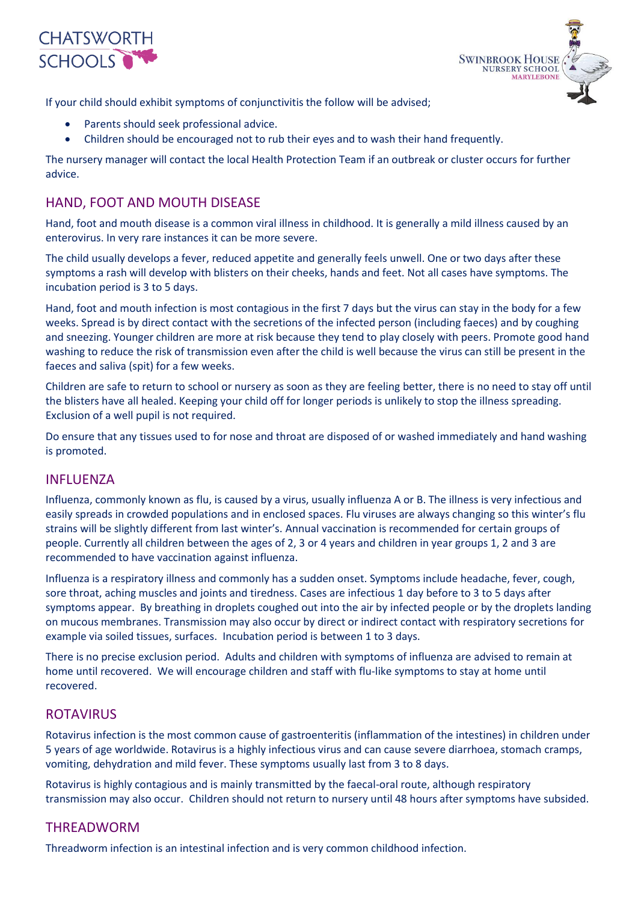If your child should exhibit symptoms of conjunctivitis the follow will be advised;

- Parents should seek professional advice.
- Children should be encouraged not to rub their eyes and to wash their hand frequently.

The nursery manager will contact the local Health Protection Team if an outbreak or cluster occurs for further advice.

## HAND, FOOT AND MOUTH DISEASE

Hand, foot and mouth disease is a common viral illness in childhood. It is generally a mild illness caused by an enterovirus. In very rare instances it can be more severe.

The child usually develops a fever, reduced appetite and generally feels unwell. One or two days after these symptoms a rash will develop with blisters on their cheeks, hands and feet. Not all cases have symptoms. The incubation period is 3 to 5 days.

Hand, foot and mouth infection is most contagious in the first 7 days but the virus can stay in the body for a few weeks. Spread is by direct contact with the secretions of the infected person (including faeces) and by coughing and sneezing. Younger children are more at risk because they tend to play closely with peers. Promote good hand washing to reduce the risk of transmission even after the child is well because the virus can still be present in the faeces and saliva (spit) for a few weeks.

Children are safe to return to school or nursery as soon as they are feeling better, there is no need to stay off until the blisters have all healed. Keeping your child off for longer periods is unlikely to stop the illness spreading. Exclusion of a well pupil is not required.

Do ensure that any tissues used to for nose and throat are disposed of or washed immediately and hand washing is promoted.

## INFLUENZA

Influenza, commonly known as flu, is caused by a virus, usually influenza A or B. The illness is very infectious and easily spreads in crowded populations and in enclosed spaces. Flu viruses are always changing so this winter's flu strains will be slightly different from last winter's. Annual vaccination is recommended for certain groups of people. Currently all children between the ages of 2, 3 or 4 years and children in year groups 1, 2 and 3 are recommended to have vaccination against influenza.

Influenza is a respiratory illness and commonly has a sudden onset. Symptoms include headache, fever, cough, sore throat, aching muscles and joints and tiredness. Cases are infectious 1 day before to 3 to 5 days after symptoms appear. By breathing in droplets coughed out into the air by infected people or by the droplets landing on mucous membranes. Transmission may also occur by direct or indirect contact with respiratory secretions for example via soiled tissues, surfaces. Incubation period is between 1 to 3 days.

There is no precise exclusion period. Adults and children with symptoms of influenza are advised to remain at home until recovered. We will encourage children and staff with flu-like symptoms to stay at home until recovered.

## ROTAVIRUS

Rotavirus infection is the most common cause of gastroenteritis (inflammation of the intestines) in children under 5 years of age worldwide. Rotavirus is a highly infectious virus and can cause severe diarrhoea, stomach cramps, vomiting, dehydration and mild fever. These symptoms usually last from 3 to 8 days.

Rotavirus is highly contagious and is mainly transmitted by the faecal-oral route, although respiratory transmission may also occur. Children should not return to nursery until 48 hours after symptoms have subsided.

## THREADWORM

Threadworm infection is an intestinal infection and is very common childhood infection.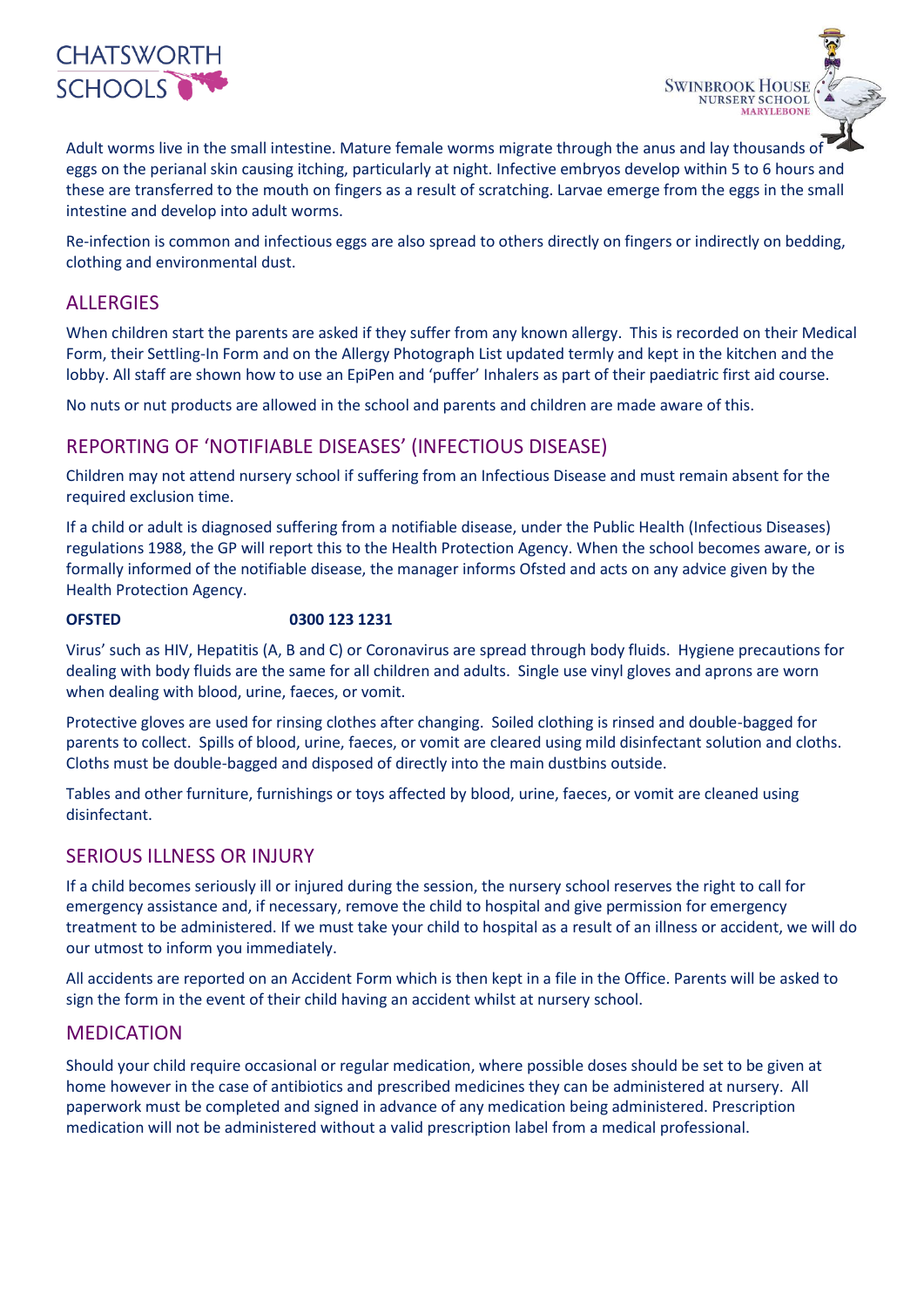Adult worms live in the small intestine. Mature female worms migrate through the anus and lay thousands of eggs on the perianal skin causing itching, particularly at night. Infective embryos develop within 5 to 6 hours and these are transferred to the mouth on fingers as a result of scratching. Larvae emerge from the eggs in the small intestine and develop into adult worms.

Re-infection is common and infectious eggs are also spread to others directly on fingers or indirectly on bedding, clothing and environmental dust.

## ALLERGIES

When children start the parents are asked if they suffer from any known allergy. This is recorded on their Medical Form, their Settling-In Form and on the Allergy Photograph List updated termly and kept in the kitchen and the lobby. All staff are shown how to use an EpiPen and 'puffer' Inhalers as part of their paediatric first aid course.

No nuts or nut products are allowed in the school and parents and children are made aware of this.

## REPORTING OF 'NOTIFIABLE DISEASES' (INFECTIOUS DISEASE)

Children may not attend nursery school if suffering from an Infectious Disease and must remain absent for the required exclusion time.

If a child or adult is diagnosed suffering from a notifiable disease, under the Public Health (Infectious Diseases) regulations 1988, the GP will report this to the Health Protection Agency. When the school becomes aware, or is formally informed of the notifiable disease, the manager informs Ofsted and acts on any advice given by the Health Protection Agency.

**OFSTED** **0300 123 1231**

Virus' such as HIV, Hepatitis (A, B and C) or Coronavirus are spread through body fluids. Hygiene precautions for dealing with body fluids are the same for all children and adults. Single use vinyl gloves and aprons are worn when dealing with blood, urine, faeces, or vomit.

Protective gloves are used for rinsing clothes after changing. Soiled clothing is rinsed and double-bagged for parents to collect. Spills of blood, urine, faeces, or vomit are cleared using mild disinfectant solution and cloths. Cloths must be double-bagged and disposed of directly into the main dustbins outside.

Tables and other furniture, furnishings or toys affected by blood, urine, faeces, or vomit are cleaned using disinfectant.

## SERIOUS ILLNESS OR INJURY

If a child becomes seriously ill or injured during the session, the nursery school reserves the right to call for emergency assistance and, if necessary, remove the child to hospital and give permission for emergency treatment to be administered. If we must take your child to hospital as a result of an illness or accident, we will do our utmost to inform you immediately.

All accidents are reported on an Accident Form which is then kept in a file in the Office. Parents will be asked to sign the form in the event of their child having an accident whilst at nursery school.

## MEDICATION

Should your child require occasional or regular medication, where possible doses should be set to be given at home however in the case of antibiotics and prescribed medicines they can be administered at nursery. All paperwork must be completed and signed in advance of any medication being administered. Prescription medication will not be administered without a valid prescription label from a medical professional.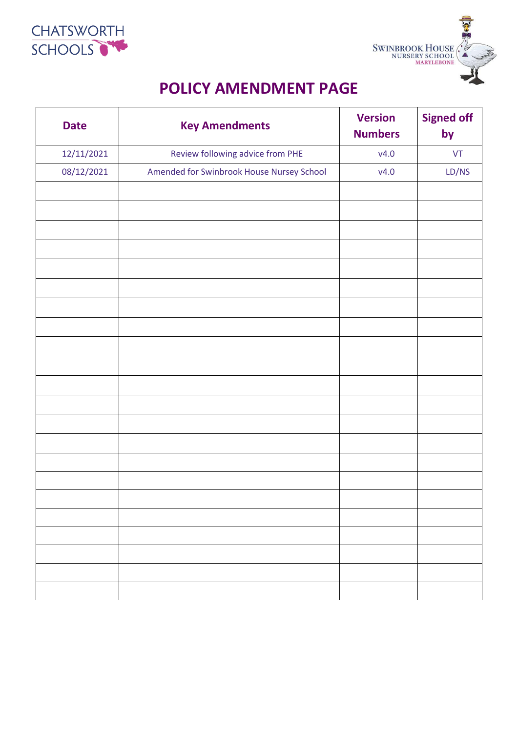CHATSWORTH SCHOOLS

SWINBROOK HOUSE NURSERY SCHOOL MARYLEBONE

# POLICY AMENDMENT PAGE

| Date | Key Amendments | Version Numbers | Signed off by |
|---|---|---|---|
| 12/11/2021 | Review following advice from PHE | v4.0 | VT |
| 08/12/2021 | Amended for Swinbrook House Nursey School | v4.0 | LD/NS |
| | | | |
| | | | |
| | | | |
| | | | |
| | | | |
| | | | |
| | | | |
| | | | |
| | | | |
| | | | |
| | | | |
| | | | |
| | | | |
| | | | |
| | | | |
| | | | |
| | | | |
| | | | |
| | | | |
| | | | |
| | | | |
| | | | |